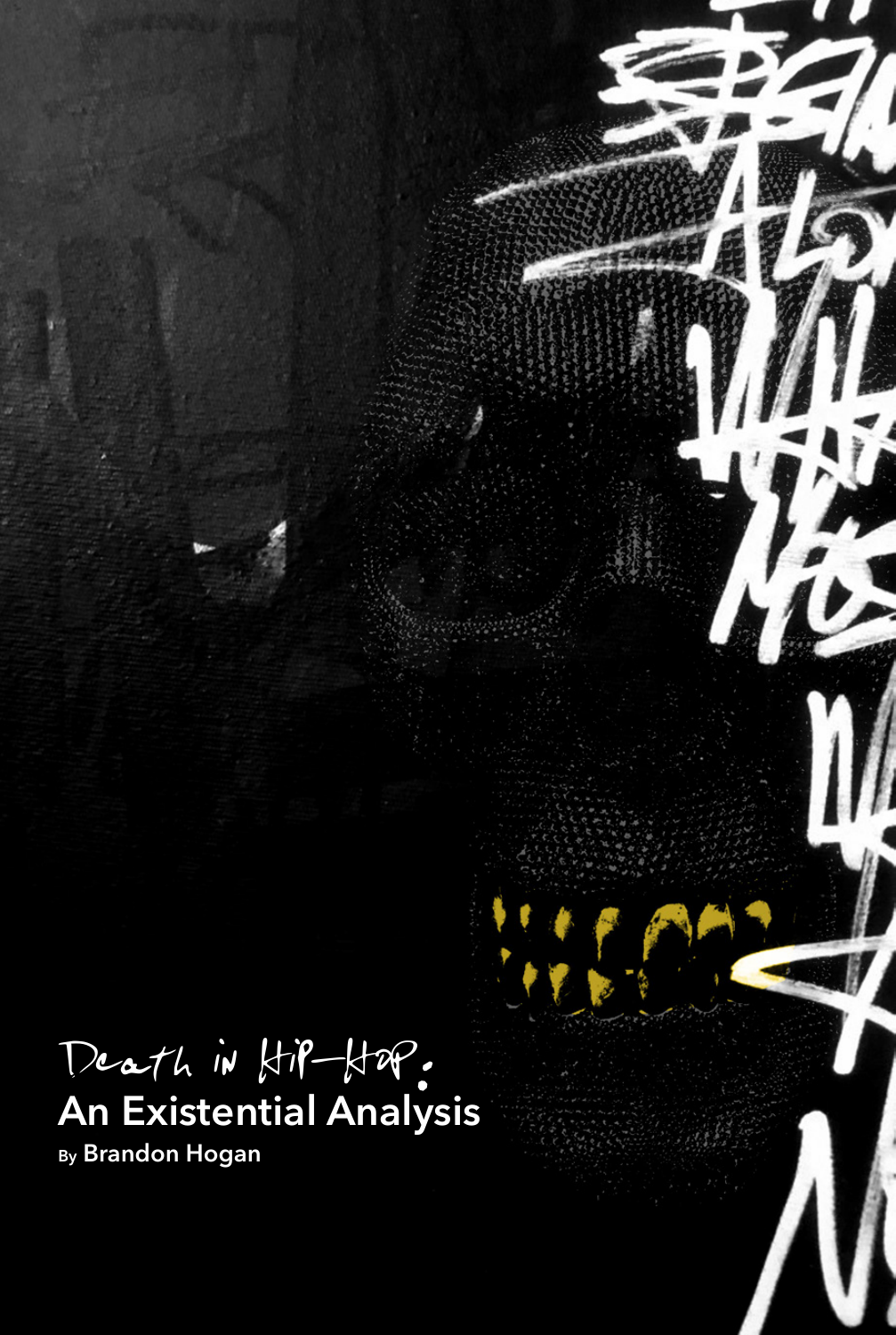# Death in Hip-Hop:
## An Existential Analysis

By **Brandon Hogan**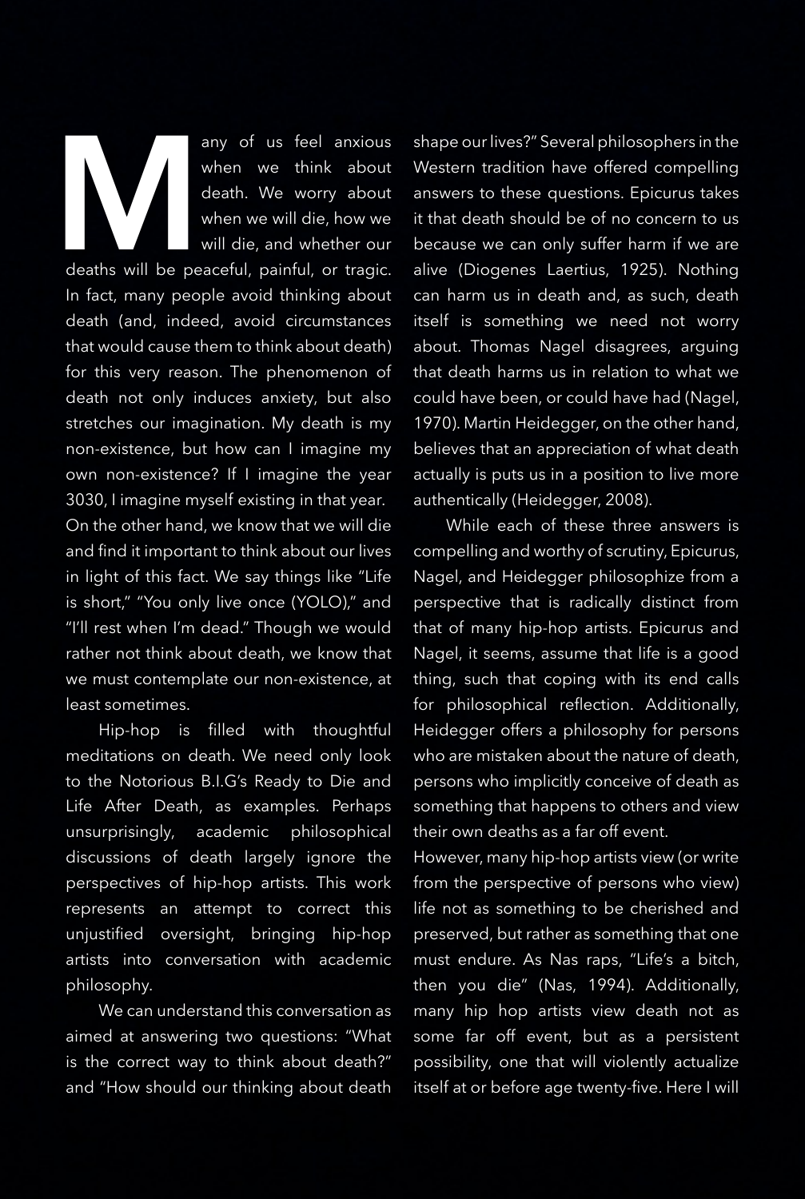Many of us feel anxious when we think about death. We worry about when we will die, how we will die, and whether our deaths will be peaceful, painful, or tragic. In fact, many people avoid thinking about death (and, indeed, avoid circumstances that would cause them to think about death) for this very reason. The phenomenon of death not only induces anxiety, but also stretches our imagination. My death is my non-existence, but how can I imagine my own non-existence? If I imagine the year 3030, I imagine myself existing in that year. On the other hand, we know that we will die and find it important to think about our lives in light of this fact. We say things like "Life is short," "You only live once (YOLO)," and "I'll rest when I'm dead." Though we would rather not think about death, we know that we must contemplate our non-existence, at least sometimes.

Hip-hop is filled with thoughtful meditations on death. We need only look to the Notorious B.I.G's Ready to Die and Life After Death, as examples. Perhaps unsurprisingly, academic philosophical discussions of death largely ignore the perspectives of hip-hop artists. This work represents an attempt to correct this unjustified oversight, bringing hip-hop artists into conversation with academic philosophy.

We can understand this conversation as aimed at answering two questions: "What is the correct way to think about death?" and "How should our thinking about death shape our lives?" Several philosophers in the Western tradition have offered compelling answers to these questions. Epicurus takes it that death should be of no concern to us because we can only suffer harm if we are alive (Diogenes Laertius, 1925). Nothing can harm us in death and, as such, death itself is something we need not worry about. Thomas Nagel disagrees, arguing that death harms us in relation to what we could have been, or could have had (Nagel, 1970). Martin Heidegger, on the other hand, believes that an appreciation of what death actually is puts us in a position to live more authentically (Heidegger, 2008).

While each of these three answers is compelling and worthy of scrutiny, Epicurus, Nagel, and Heidegger philosophize from a perspective that is radically distinct from that of many hip-hop artists. Epicurus and Nagel, it seems, assume that life is a good thing, such that coping with its end calls for philosophical reflection. Additionally, Heidegger offers a philosophy for persons who are mistaken about the nature of death, persons who implicitly conceive of death as something that happens to others and view their own deaths as a far off event.

However, many hip-hop artists view (or write from the perspective of persons who view) life not as something to be cherished and preserved, but rather as something that one must endure. As Nas raps, "Life's a bitch, then you die" (Nas, 1994). Additionally, many hip hop artists view death not as some far off event, but as a persistent possibility, one that will violently actualize itself at or before age twenty-five. Here I will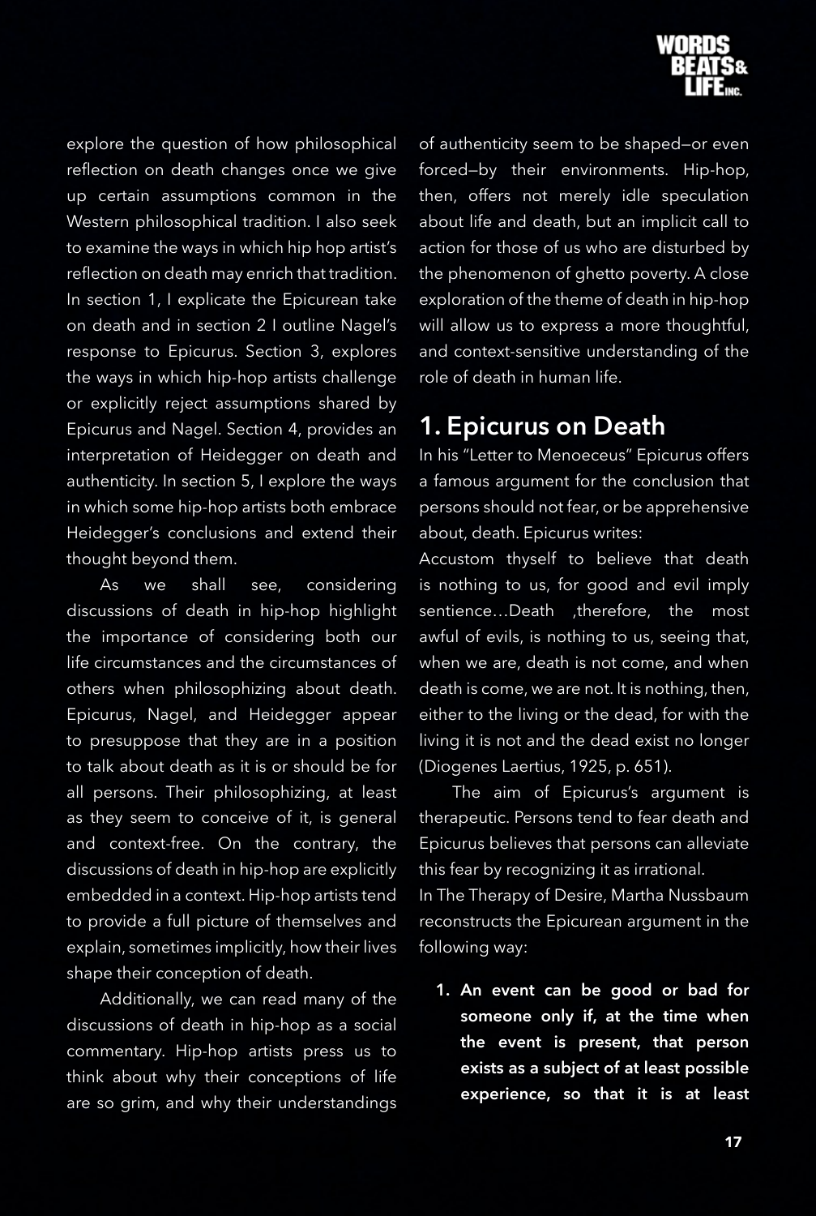explore the question of how philosophical reflection on death changes once we give up certain assumptions common in the Western philosophical tradition. I also seek to examine the ways in which hip hop artist's reflection on death may enrich that tradition. In section 1, I explicate the Epicurean take on death and in section 2 I outline Nagel's response to Epicurus. Section 3, explores the ways in which hip-hop artists challenge or explicitly reject assumptions shared by Epicurus and Nagel. Section 4, provides an interpretation of Heidegger on death and authenticity. In section 5, I explore the ways in which some hip-hop artists both embrace Heidegger's conclusions and extend their thought beyond them.

As we shall see, considering discussions of death in hip-hop highlight the importance of considering both our life circumstances and the circumstances of others when philosophizing about death. Epicurus, Nagel, and Heidegger appear to presuppose that they are in a position to talk about death as it is or should be for all persons. Their philosophizing, at least as they seem to conceive of it, is general and context-free. On the contrary, the discussions of death in hip-hop are explicitly embedded in a context. Hip-hop artists tend to provide a full picture of themselves and explain, sometimes implicitly, how their lives shape their conception of death.

Additionally, we can read many of the discussions of death in hip-hop as a social commentary. Hip-hop artists press us to think about why their conceptions of life are so grim, and why their understandings of authenticity seem to be shaped—or even forced—by their environments. Hip-hop, then, offers not merely idle speculation about life and death, but an implicit call to action for those of us who are disturbed by the phenomenon of ghetto poverty. A close exploration of the theme of death in hip-hop will allow us to express a more thoughtful, and context-sensitive understanding of the role of death in human life.

## 1. Epicurus on Death

In his "Letter to Menoeceus" Epicurus offers a famous argument for the conclusion that persons should not fear, or be apprehensive about, death. Epicurus writes:

Accustom thyself to believe that death is nothing to us, for good and evil imply sentience…Death ,therefore, the most awful of evils, is nothing to us, seeing that, when we are, death is not come, and when death is come, we are not. It is nothing, then, either to the living or the dead, for with the living it is not and the dead exist no longer (Diogenes Laertius, 1925, p. 651).

The aim of Epicurus's argument is therapeutic. Persons tend to fear death and Epicurus believes that persons can alleviate this fear by recognizing it as irrational.

In The Therapy of Desire, Martha Nussbaum reconstructs the Epicurean argument in the following way:

1. **An event can be good or bad for someone only if, at the time when the event is present, that person exists as a subject of at least possible experience, so that it is at least**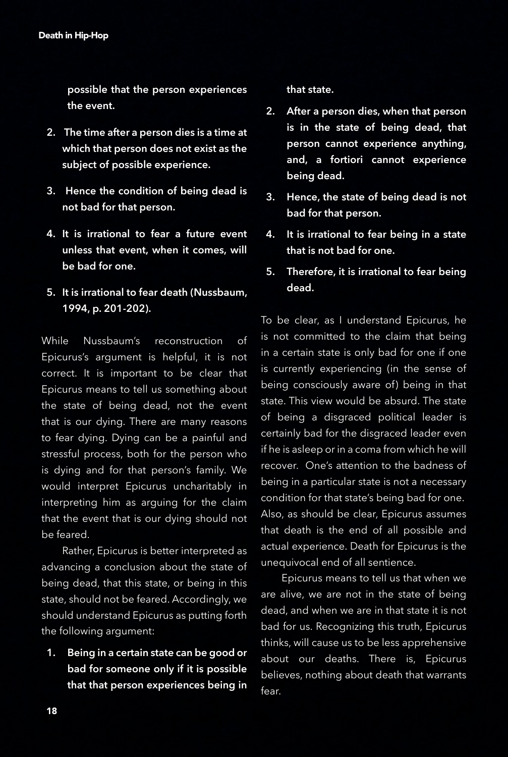possible that the person experiences the event.

2. The time after a person dies is a time at which that person does not exist as the subject of possible experience.
3. Hence the condition of being dead is not bad for that person.
4. It is irrational to fear a future event unless that event, when it comes, will be bad for one.
5. It is irrational to fear death (Nussbaum, 1994, p. 201-202).

While Nussbaum's reconstruction of Epicurus's argument is helpful, it is not correct. It is important to be clear that Epicurus means to tell us something about the state of being dead, not the event that is our dying. There are many reasons to fear dying. Dying can be a painful and stressful process, both for the person who is dying and for that person's family. We would interpret Epicurus uncharitably in interpreting him as arguing for the claim that the event that is our dying should not be feared.

Rather, Epicurus is better interpreted as advancing a conclusion about the state of being dead, that this state, or being in this state, should not be feared. Accordingly, we should understand Epicurus as putting forth the following argument:

1. **Being in a certain state can be good or bad for someone only if it is possible that that person experiences being in that state.**
2. **After a person dies, when that person is in the state of being dead, that person cannot experience anything, and, a fortiori cannot experience being dead.**
3. **Hence, the state of being dead is not bad for that person.**
4. **It is irrational to fear being in a state that is not bad for one.**
5. **Therefore, it is irrational to fear being dead.**

To be clear, as I understand Epicurus, he is not committed to the claim that being in a certain state is only bad for one if one is currently experiencing (in the sense of being consciously aware of) being in that state. This view would be absurd. The state of being a disgraced political leader is certainly bad for the disgraced leader even if he is asleep or in a coma from which he will recover. One's attention to the badness of being in a particular state is not a necessary condition for that state's being bad for one. Also, as should be clear, Epicurus assumes that death is the end of all possible and actual experience. Death for Epicurus is the unequivocal end of all sentience.

Epicurus means to tell us that when we are alive, we are not in the state of being dead, and when we are in that state it is not bad for us. Recognizing this truth, Epicurus thinks, will cause us to be less apprehensive about our deaths. There is, Epicurus believes, nothing about death that warrants fear.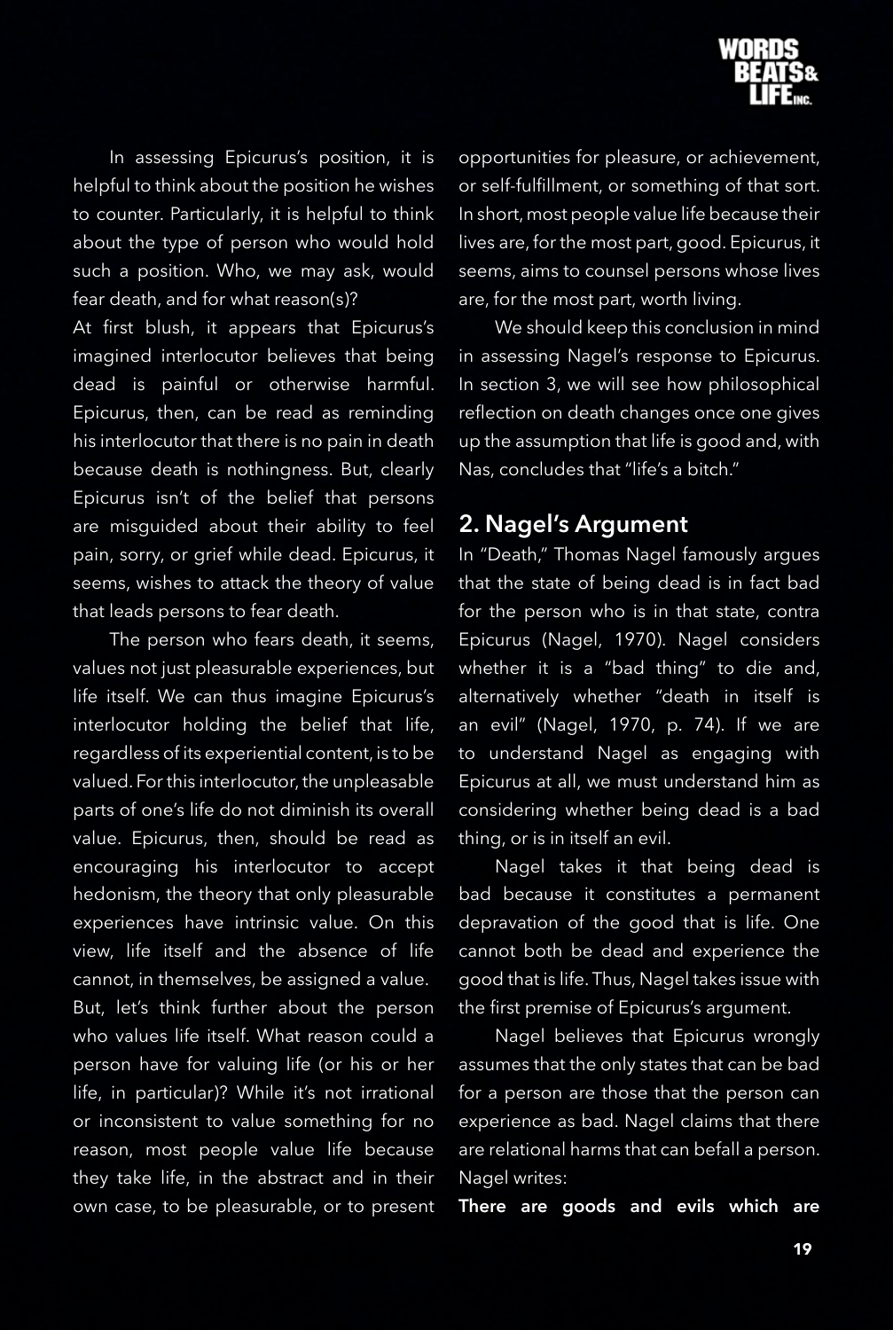In assessing Epicurus's position, it is helpful to think about the position he wishes to counter. Particularly, it is helpful to think about the type of person who would hold such a position. Who, we may ask, would fear death, and for what reason(s)?

At first blush, it appears that Epicurus's imagined interlocutor believes that being dead is painful or otherwise harmful. Epicurus, then, can be read as reminding his interlocutor that there is no pain in death because death is nothingness. But, clearly Epicurus isn't of the belief that persons are misguided about their ability to feel pain, sorry, or grief while dead. Epicurus, it seems, wishes to attack the theory of value that leads persons to fear death.

The person who fears death, it seems, values not just pleasurable experiences, but life itself. We can thus imagine Epicurus's interlocutor holding the belief that life, regardless of its experiential content, is to be valued. For this interlocutor, the unpleasable parts of one's life do not diminish its overall value. Epicurus, then, should be read as encouraging his interlocutor to accept hedonism, the theory that only pleasurable experiences have intrinsic value. On this view, life itself and the absence of life cannot, in themselves, be assigned a value.

But, let's think further about the person who values life itself. What reason could a person have for valuing life (or his or her life, in particular)? While it's not irrational or inconsistent to value something for no reason, most people value life because they take life, in the abstract and in their own case, to be pleasurable, or to present opportunities for pleasure, or achievement, or self-fulfillment, or something of that sort. In short, most people value life because their lives are, for the most part, good. Epicurus, it seems, aims to counsel persons whose lives are, for the most part, worth living.

We should keep this conclusion in mind in assessing Nagel's response to Epicurus. In section 3, we will see how philosophical reflection on death changes once one gives up the assumption that life is good and, with Nas, concludes that "life's a bitch."

## 2. Nagel's Argument

In "Death," Thomas Nagel famously argues that the state of being dead is in fact bad for the person who is in that state, contra Epicurus (Nagel, 1970). Nagel considers whether it is a "bad thing" to die and, alternatively whether "death in itself is an evil" (Nagel, 1970, p. 74). If we are to understand Nagel as engaging with Epicurus at all, we must understand him as considering whether being dead is a bad thing, or is in itself an evil.

Nagel takes it that being dead is bad because it constitutes a permanent depravation of the good that is life. One cannot both be dead and experience the good that is life. Thus, Nagel takes issue with the first premise of Epicurus's argument.

Nagel believes that Epicurus wrongly assumes that the only states that can be bad for a person are those that the person can experience as bad. Nagel claims that there are relational harms that can befall a person. Nagel writes:

**There are goods and evils which are**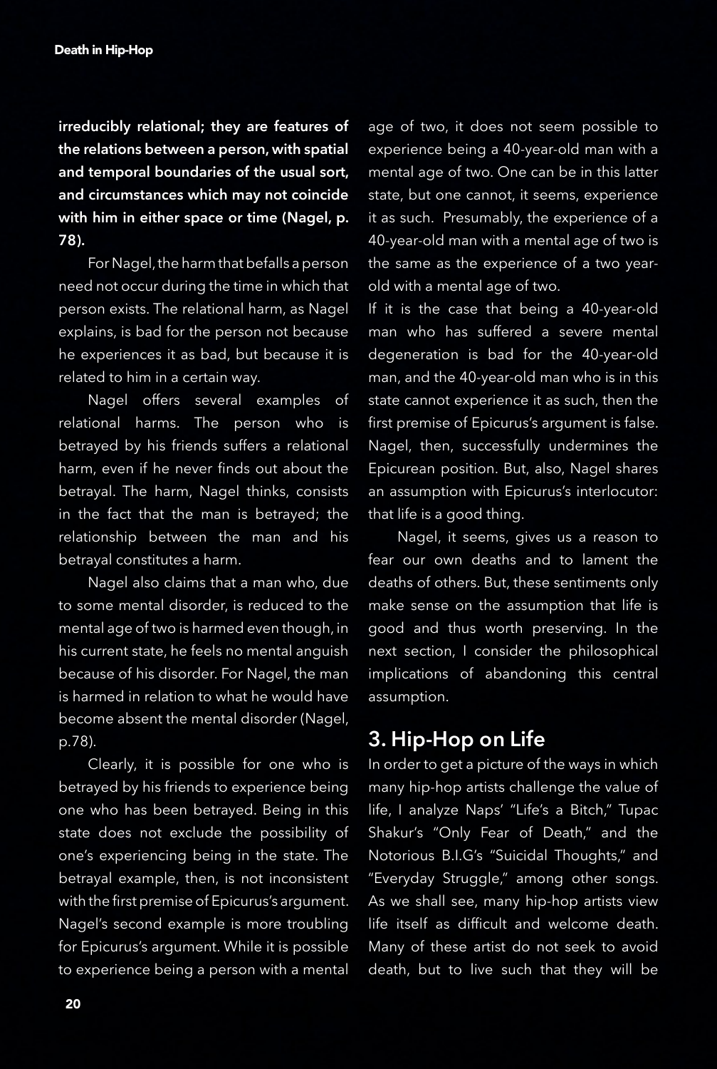**irreducibly relational; they are features of the relations between a person, with spatial and temporal boundaries of the usual sort, and circumstances which may not coincide with him in either space or time (Nagel, p. 78).**

For Nagel, the harm that befalls a person need not occur during the time in which that person exists. The relational harm, as Nagel explains, is bad for the person not because he experiences it as bad, but because it is related to him in a certain way.

Nagel offers several examples of relational harms. The person who is betrayed by his friends suffers a relational harm, even if he never finds out about the betrayal. The harm, Nagel thinks, consists in the fact that the man is betrayed; the relationship between the man and his betrayal constitutes a harm.

Nagel also claims that a man who, due to some mental disorder, is reduced to the mental age of two is harmed even though, in his current state, he feels no mental anguish because of his disorder. For Nagel, the man is harmed in relation to what he would have become absent the mental disorder (Nagel, p.78).

Clearly, it is possible for one who is betrayed by his friends to experience being one who has been betrayed. Being in this state does not exclude the possibility of one's experiencing being in the state. The betrayal example, then, is not inconsistent with the first premise of Epicurus's argument. Nagel's second example is more troubling for Epicurus's argument. While it is possible to experience being a person with a mental age of two, it does not seem possible to experience being a 40-year-old man with a mental age of two. One can be in this latter state, but one cannot, it seems, experience it as such. Presumably, the experience of a 40-year-old man with a mental age of two is the same as the experience of a two year-old with a mental age of two.

If it is the case that being a 40-year-old man who has suffered a severe mental degeneration is bad for the 40-year-old man, and the 40-year-old man who is in this state cannot experience it as such, then the first premise of Epicurus's argument is false. Nagel, then, successfully undermines the Epicurean position. But, also, Nagel shares an assumption with Epicurus's interlocutor: that life is a good thing.

Nagel, it seems, gives us a reason to fear our own deaths and to lament the deaths of others. But, these sentiments only make sense on the assumption that life is good and thus worth preserving. In the next section, I consider the philosophical implications of abandoning this central assumption.

## 3. Hip-Hop on Life

In order to get a picture of the ways in which many hip-hop artists challenge the value of life, I analyze Naps' "Life's a Bitch," Tupac Shakur's "Only Fear of Death," and the Notorious B.I.G's "Suicidal Thoughts," and "Everyday Struggle," among other songs. As we shall see, many hip-hop artists view life itself as difficult and welcome death. Many of these artist do not seek to avoid death, but to live such that they will be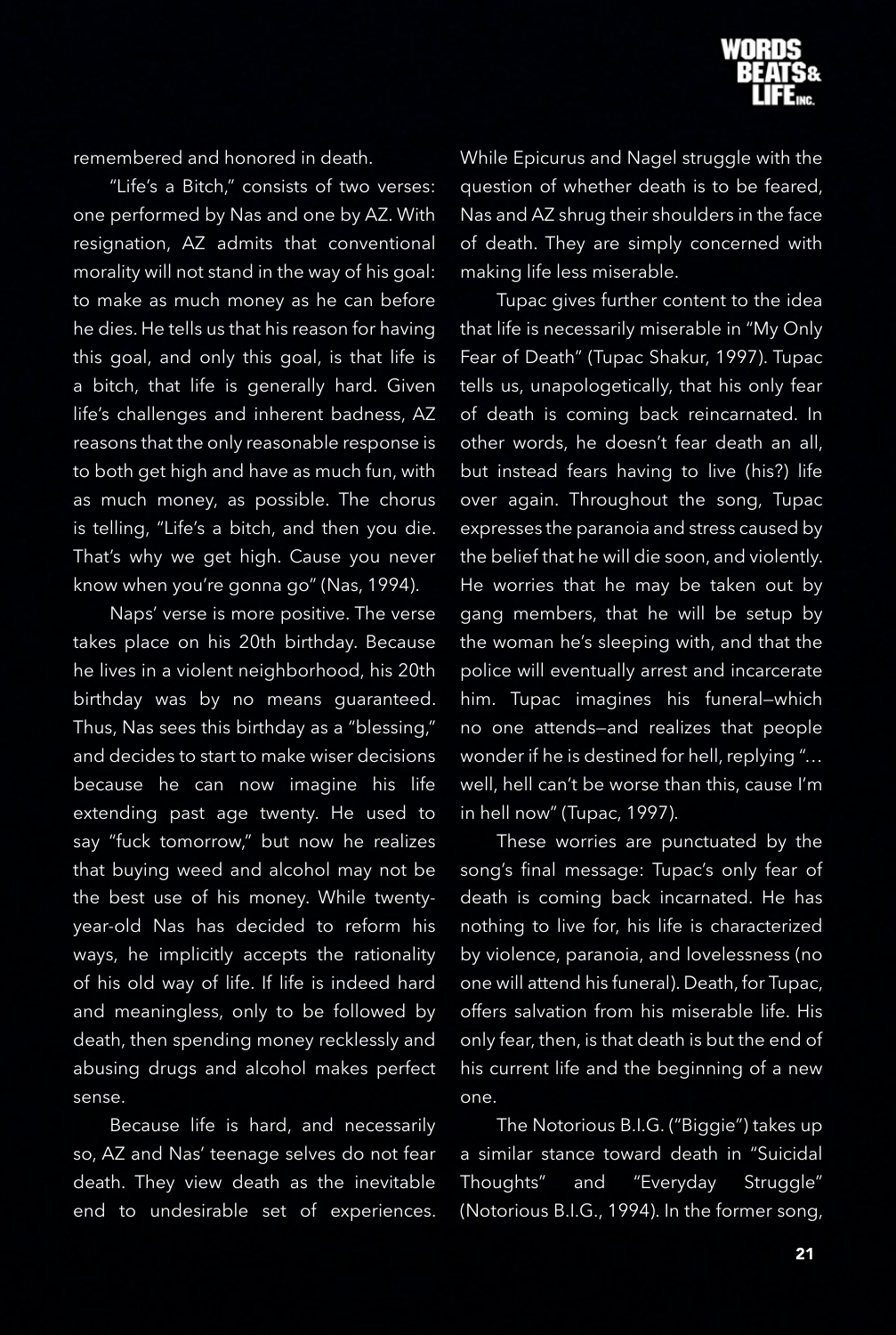remembered and honored in death.

"Life's a Bitch," consists of two verses: one performed by Nas and one by AZ. With resignation, AZ admits that conventional morality will not stand in the way of his goal: to make as much money as he can before he dies. He tells us that his reason for having this goal, and only this goal, is that life is a bitch, that life is generally hard. Given life's challenges and inherent badness, AZ reasons that the only reasonable response is to both get high and have as much fun, with as much money, as possible. The chorus is telling, "Life's a bitch, and then you die. That's why we get high. Cause you never know when you're gonna go" (Nas, 1994).

Naps' verse is more positive. The verse takes place on his 20th birthday. Because he lives in a violent neighborhood, his 20th birthday was by no means guaranteed. Thus, Nas sees this birthday as a "blessing," and decides to start to make wiser decisions because he can now imagine his life extending past age twenty. He used to say "fuck tomorrow," but now he realizes that buying weed and alcohol may not be the best use of his money. While twenty-year-old Nas has decided to reform his ways, he implicitly accepts the rationality of his old way of life. If life is indeed hard and meaningless, only to be followed by death, then spending money recklessly and abusing drugs and alcohol makes perfect sense.

Because life is hard, and necessarily so, AZ and Nas' teenage selves do not fear death. They view death as the inevitable end to undesirable set of experiences. While Epicurus and Nagel struggle with the question of whether death is to be feared, Nas and AZ shrug their shoulders in the face of death. They are simply concerned with making life less miserable.

Tupac gives further content to the idea that life is necessarily miserable in "My Only Fear of Death" (Tupac Shakur, 1997). Tupac tells us, unapologetically, that his only fear of death is coming back reincarnated. In other words, he doesn't fear death an all, but instead fears having to live (his?) life over again. Throughout the song, Tupac expresses the paranoia and stress caused by the belief that he will die soon, and violently. He worries that he may be taken out by gang members, that he will be setup by the woman he's sleeping with, and that the police will eventually arrest and incarcerate him. Tupac imagines his funeral—which no one attends—and realizes that people wonder if he is destined for hell, replying "… well, hell can't be worse than this, cause I'm in hell now" (Tupac, 1997).

These worries are punctuated by the song's final message: Tupac's only fear of death is coming back incarnated. He has nothing to live for, his life is characterized by violence, paranoia, and lovelessness (no one will attend his funeral). Death, for Tupac, offers salvation from his miserable life. His only fear, then, is that death is but the end of his current life and the beginning of a new one.

The Notorious B.I.G. ("Biggie") takes up a similar stance toward death in "Suicidal Thoughts" and "Everyday Struggle" (Notorious B.I.G., 1994). In the former song,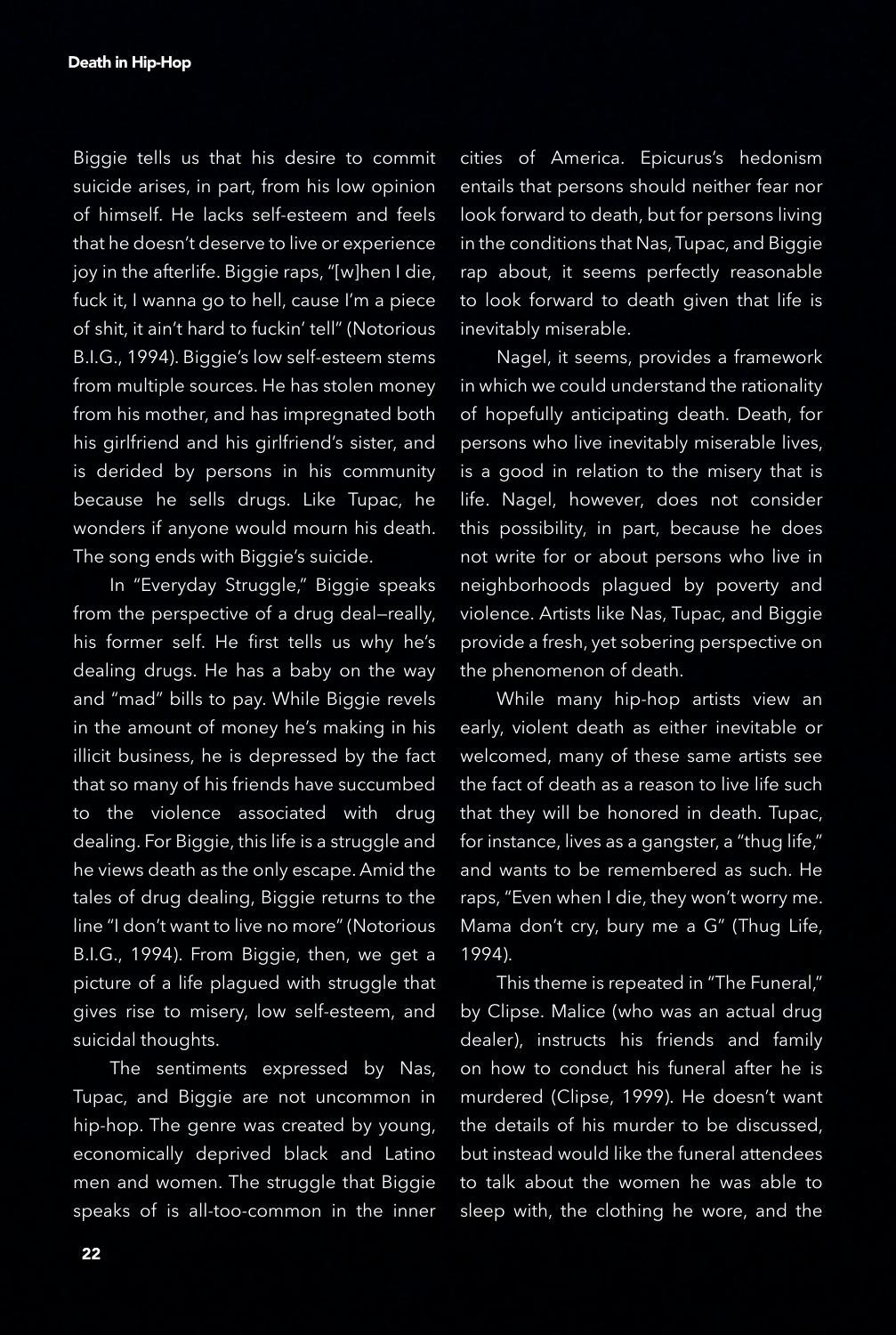Biggie tells us that his desire to commit suicide arises, in part, from his low opinion of himself. He lacks self-esteem and feels that he doesn't deserve to live or experience joy in the afterlife. Biggie raps, "[w]hen I die, fuck it, I wanna go to hell, cause I'm a piece of shit, it ain't hard to fuckin' tell" (Notorious B.I.G., 1994). Biggie's low self-esteem stems from multiple sources. He has stolen money from his mother, and has impregnated both his girlfriend and his girlfriend's sister, and is derided by persons in his community because he sells drugs. Like Tupac, he wonders if anyone would mourn his death. The song ends with Biggie's suicide.

In "Everyday Struggle," Biggie speaks from the perspective of a drug deal—really, his former self. He first tells us why he's dealing drugs. He has a baby on the way and "mad" bills to pay. While Biggie revels in the amount of money he's making in his illicit business, he is depressed by the fact that so many of his friends have succumbed to the violence associated with drug dealing. For Biggie, this life is a struggle and he views death as the only escape. Amid the tales of drug dealing, Biggie returns to the line "I don't want to live no more" (Notorious B.I.G., 1994). From Biggie, then, we get a picture of a life plagued with struggle that gives rise to misery, low self-esteem, and suicidal thoughts.

The sentiments expressed by Nas, Tupac, and Biggie are not uncommon in hip-hop. The genre was created by young, economically deprived black and Latino men and women. The struggle that Biggie speaks of is all-too-common in the inner cities of America. Epicurus's hedonism entails that persons should neither fear nor look forward to death, but for persons living in the conditions that Nas, Tupac, and Biggie rap about, it seems perfectly reasonable to look forward to death given that life is inevitably miserable.

Nagel, it seems, provides a framework in which we could understand the rationality of hopefully anticipating death. Death, for persons who live inevitably miserable lives, is a good in relation to the misery that is life. Nagel, however, does not consider this possibility, in part, because he does not write for or about persons who live in neighborhoods plagued by poverty and violence. Artists like Nas, Tupac, and Biggie provide a fresh, yet sobering perspective on the phenomenon of death.

While many hip-hop artists view an early, violent death as either inevitable or welcomed, many of these same artists see the fact of death as a reason to live life such that they will be honored in death. Tupac, for instance, lives as a gangster, a "thug life," and wants to be remembered as such. He raps, "Even when I die, they won't worry me. Mama don't cry, bury me a G" (Thug Life, 1994).

This theme is repeated in "The Funeral," by Clipse. Malice (who was an actual drug dealer), instructs his friends and family on how to conduct his funeral after he is murdered (Clipse, 1999). He doesn't want the details of his murder to be discussed, but instead would like the funeral attendees to talk about the women he was able to sleep with, the clothing he wore, and the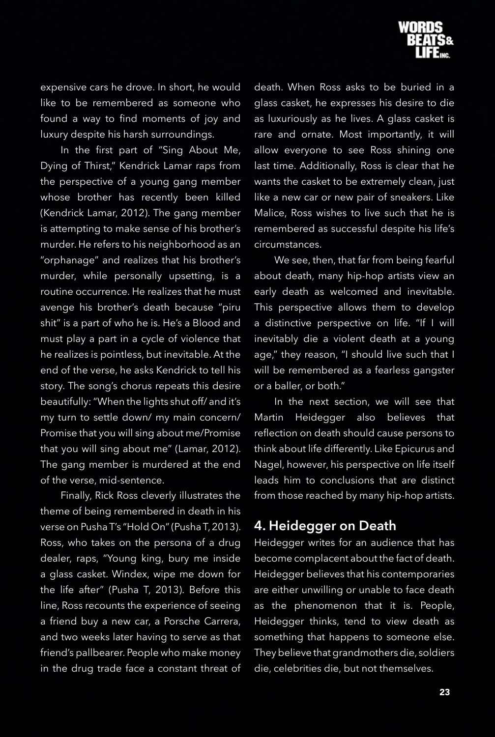expensive cars he drove. In short, he would like to be remembered as someone who found a way to find moments of joy and luxury despite his harsh surroundings.

In the first part of "Sing About Me, Dying of Thirst," Kendrick Lamar raps from the perspective of a young gang member whose brother has recently been killed (Kendrick Lamar, 2012). The gang member is attempting to make sense of his brother's murder. He refers to his neighborhood as an "orphanage" and realizes that his brother's murder, while personally upsetting, is a routine occurrence. He realizes that he must avenge his brother's death because "piru shit" is a part of who he is. He's a Blood and must play a part in a cycle of violence that he realizes is pointless, but inevitable. At the end of the verse, he asks Kendrick to tell his story. The song's chorus repeats this desire beautifully: "When the lights shut off/ and it's my turn to settle down/ my main concern/ Promise that you will sing about me/Promise that you will sing about me" (Lamar, 2012). The gang member is murdered at the end of the verse, mid-sentence.

Finally, Rick Ross cleverly illustrates the theme of being remembered in death in his verse on Pusha T's "Hold On" (Pusha T, 2013). Ross, who takes on the persona of a drug dealer, raps, "Young king, bury me inside a glass casket. Windex, wipe me down for the life after" (Pusha T, 2013). Before this line, Ross recounts the experience of seeing a friend buy a new car, a Porsche Carrera, and two weeks later having to serve as that friend's pallbearer. People who make money in the drug trade face a constant threat of death. When Ross asks to be buried in a glass casket, he expresses his desire to die as luxuriously as he lives. A glass casket is rare and ornate. Most importantly, it will allow everyone to see Ross shining one last time. Additionally, Ross is clear that he wants the casket to be extremely clean, just like a new car or new pair of sneakers. Like Malice, Ross wishes to live such that he is remembered as successful despite his life's circumstances.

We see, then, that far from being fearful about death, many hip-hop artists view an early death as welcomed and inevitable. This perspective allows them to develop a distinctive perspective on life. "If I will inevitably die a violent death at a young age," they reason, "I should live such that I will be remembered as a fearless gangster or a baller, or both."

In the next section, we will see that Martin Heidegger also believes that reflection on death should cause persons to think about life differently. Like Epicurus and Nagel, however, his perspective on life itself leads him to conclusions that are distinct from those reached by many hip-hop artists.

## 4. Heidegger on Death

Heidegger writes for an audience that has become complacent about the fact of death. Heidegger believes that his contemporaries are either unwilling or unable to face death as the phenomenon that it is. People, Heidegger thinks, tend to view death as something that happens to someone else. They believe that grandmothers die, soldiers die, celebrities die, but not themselves.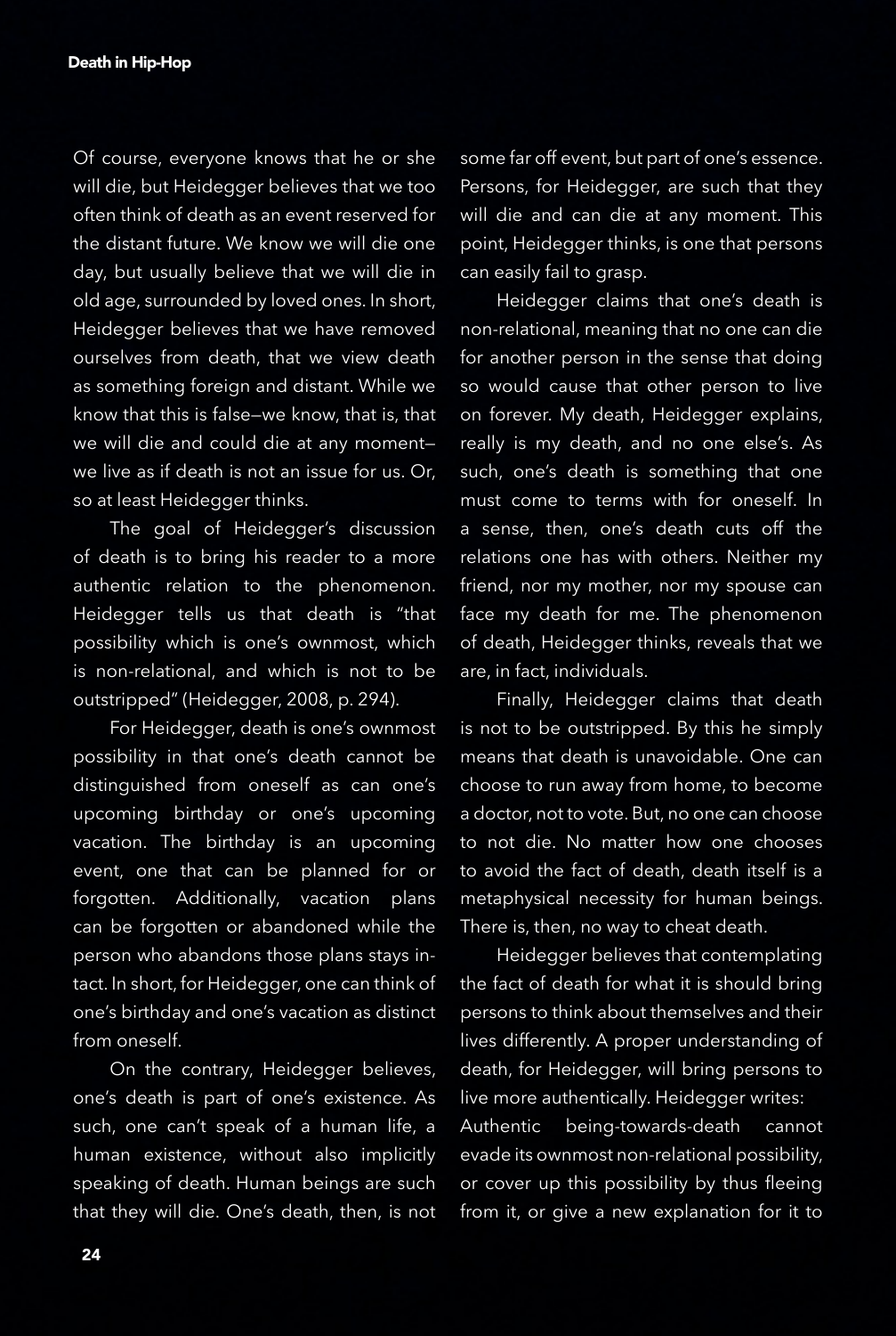Of course, everyone knows that he or she will die, but Heidegger believes that we too often think of death as an event reserved for the distant future. We know we will die one day, but usually believe that we will die in old age, surrounded by loved ones. In short, Heidegger believes that we have removed ourselves from death, that we view death as something foreign and distant. While we know that this is false—we know, that is, that we will die and could die at any moment—we live as if death is not an issue for us. Or, so at least Heidegger thinks.

The goal of Heidegger's discussion of death is to bring his reader to a more authentic relation to the phenomenon. Heidegger tells us that death is "that possibility which is one's ownmost, which is non-relational, and which is not to be outstripped" (Heidegger, 2008, p. 294).

For Heidegger, death is one's ownmost possibility in that one's death cannot be distinguished from oneself as can one's upcoming birthday or one's upcoming vacation. The birthday is an upcoming event, one that can be planned for or forgotten. Additionally, vacation plans can be forgotten or abandoned while the person who abandons those plans stays intact. In short, for Heidegger, one can think of one's birthday and one's vacation as distinct from oneself.

On the contrary, Heidegger believes, one's death is part of one's existence. As such, one can't speak of a human life, a human existence, without also implicitly speaking of death. Human beings are such that they will die. One's death, then, is not some far off event, but part of one's essence. Persons, for Heidegger, are such that they will die and can die at any moment. This point, Heidegger thinks, is one that persons can easily fail to grasp.

Heidegger claims that one's death is non-relational, meaning that no one can die for another person in the sense that doing so would cause that other person to live on forever. My death, Heidegger explains, really is my death, and no one else's. As such, one's death is something that one must come to terms with for oneself. In a sense, then, one's death cuts off the relations one has with others. Neither my friend, nor my mother, nor my spouse can face my death for me. The phenomenon of death, Heidegger thinks, reveals that we are, in fact, individuals.

Finally, Heidegger claims that death is not to be outstripped. By this he simply means that death is unavoidable. One can choose to run away from home, to become a doctor, not to vote. But, no one can choose to not die. No matter how one chooses to avoid the fact of death, death itself is a metaphysical necessity for human beings. There is, then, no way to cheat death.

Heidegger believes that contemplating the fact of death for what it is should bring persons to think about themselves and their lives differently. A proper understanding of death, for Heidegger, will bring persons to live more authentically. Heidegger writes:

Authentic being-towards-death cannot evade its ownmost non-relational possibility, or cover up this possibility by thus fleeing from it, or give a new explanation for it to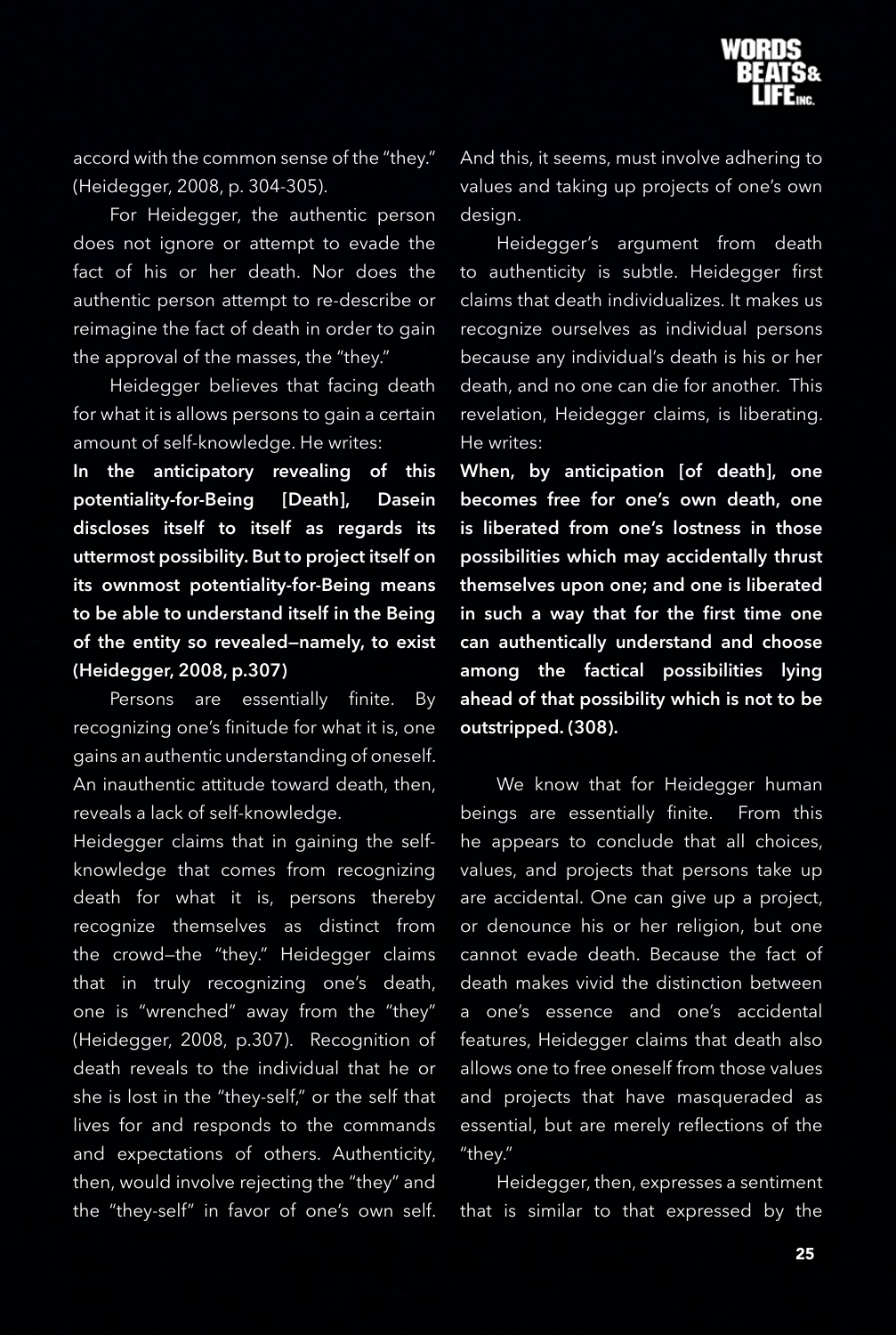accord with the common sense of the "they." (Heidegger, 2008, p. 304-305).

For Heidegger, the authentic person does not ignore or attempt to evade the fact of his or her death. Nor does the authentic person attempt to re-describe or reimagine the fact of death in order to gain the approval of the masses, the "they."

Heidegger believes that facing death for what it is allows persons to gain a certain amount of self-knowledge. He writes:

**In the anticipatory revealing of this potentiality-for-Being [Death], Dasein discloses itself to itself as regards its uttermost possibility. But to project itself on its ownmost potentiality-for-Being means to be able to understand itself in the Being of the entity so revealed—namely, to exist (Heidegger, 2008, p.307)**

Persons are essentially finite. By recognizing one's finitude for what it is, one gains an authentic understanding of oneself. An inauthentic attitude toward death, then, reveals a lack of self-knowledge.

Heidegger claims that in gaining the self-knowledge that comes from recognizing death for what it is, persons thereby recognize themselves as distinct from the crowd—the "they." Heidegger claims that in truly recognizing one's death, one is "wrenched" away from the "they" (Heidegger, 2008, p.307). Recognition of death reveals to the individual that he or she is lost in the "they-self," or the self that lives for and responds to the commands and expectations of others. Authenticity, then, would involve rejecting the "they" and the "they-self" in favor of one's own self. And this, it seems, must involve adhering to values and taking up projects of one's own design.

Heidegger's argument from death to authenticity is subtle. Heidegger first claims that death individualizes. It makes us recognize ourselves as individual persons because any individual's death is his or her death, and no one can die for another. This revelation, Heidegger claims, is liberating. He writes:

**When, by anticipation [of death], one becomes free for one's own death, one is liberated from one's lostness in those possibilities which may accidentally thrust themselves upon one; and one is liberated in such a way that for the first time one can authentically understand and choose among the factical possibilities lying ahead of that possibility which is not to be outstripped. (308).**

We know that for Heidegger human beings are essentially finite. From this he appears to conclude that all choices, values, and projects that persons take up are accidental. One can give up a project, or denounce his or her religion, but one cannot evade death. Because the fact of death makes vivid the distinction between a one's essence and one's accidental features, Heidegger claims that death also allows one to free oneself from those values and projects that have masqueraded as essential, but are merely reflections of the "they."

Heidegger, then, expresses a sentiment that is similar to that expressed by the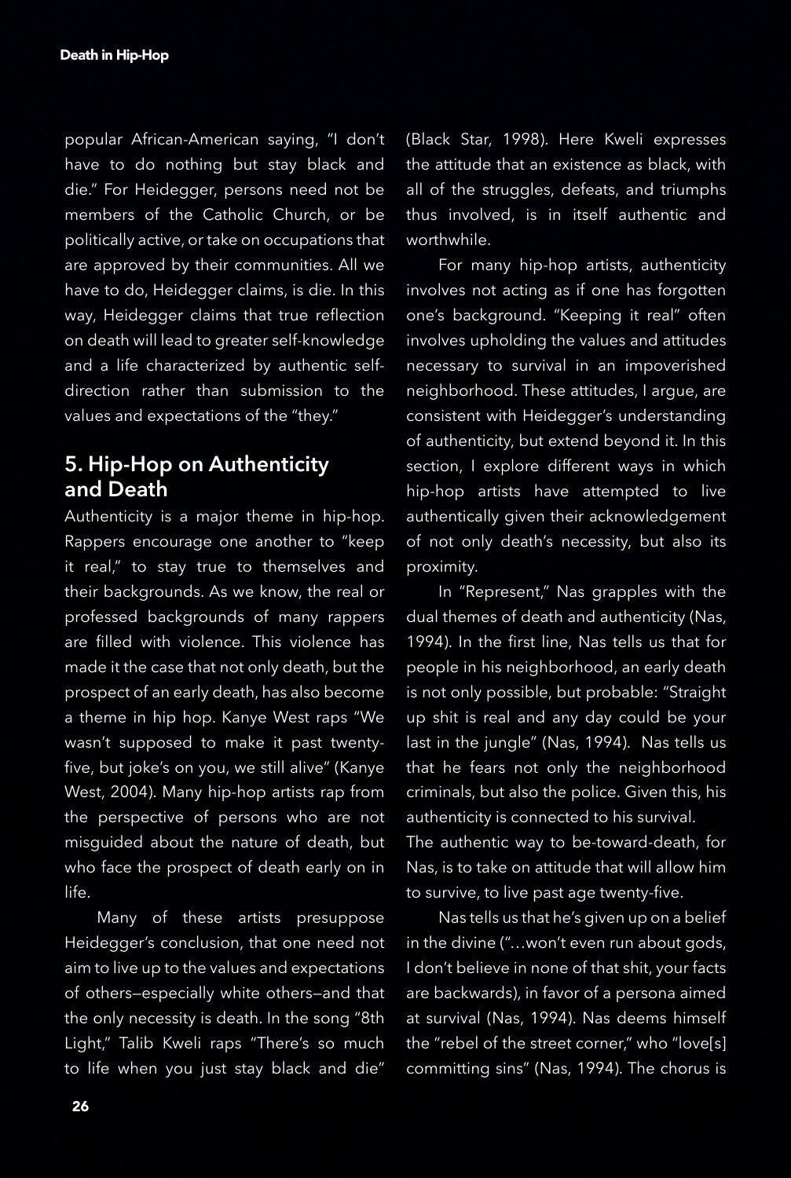popular African-American saying, "I don't have to do nothing but stay black and die." For Heidegger, persons need not be members of the Catholic Church, or be politically active, or take on occupations that are approved by their communities. All we have to do, Heidegger claims, is die. In this way, Heidegger claims that true reflection on death will lead to greater self-knowledge and a life characterized by authentic self-direction rather than submission to the values and expectations of the "they."

## 5. Hip-Hop on Authenticity and Death

Authenticity is a major theme in hip-hop. Rappers encourage one another to "keep it real," to stay true to themselves and their backgrounds. As we know, the real or professed backgrounds of many rappers are filled with violence. This violence has made it the case that not only death, but the prospect of an early death, has also become a theme in hip hop. Kanye West raps "We wasn't supposed to make it past twenty-five, but joke's on you, we still alive" (Kanye West, 2004). Many hip-hop artists rap from the perspective of persons who are not misguided about the nature of death, but who face the prospect of death early on in life.

Many of these artists presuppose Heidegger's conclusion, that one need not aim to live up to the values and expectations of others—especially white others—and that the only necessity is death. In the song "8th Light," Talib Kweli raps "There's so much to life when you just stay black and die" (Black Star, 1998). Here Kweli expresses the attitude that an existence as black, with all of the struggles, defeats, and triumphs thus involved, is in itself authentic and worthwhile.

For many hip-hop artists, authenticity involves not acting as if one has forgotten one's background. "Keeping it real" often involves upholding the values and attitudes necessary to survival in an impoverished neighborhood. These attitudes, I argue, are consistent with Heidegger's understanding of authenticity, but extend beyond it. In this section, I explore different ways in which hip-hop artists have attempted to live authentically given their acknowledgement of not only death's necessity, but also its proximity.

In "Represent," Nas grapples with the dual themes of death and authenticity (Nas, 1994). In the first line, Nas tells us that for people in his neighborhood, an early death is not only possible, but probable: "Straight up shit is real and any day could be your last in the jungle" (Nas, 1994). Nas tells us that he fears not only the neighborhood criminals, but also the police. Given this, his authenticity is connected to his survival.

The authentic way to be-toward-death, for Nas, is to take on attitude that will allow him to survive, to live past age twenty-five.

Nas tells us that he's given up on a belief in the divine ("…won't even run about gods, I don't believe in none of that shit, your facts are backwards), in favor of a persona aimed at survival (Nas, 1994). Nas deems himself the "rebel of the street corner," who "love[s] committing sins" (Nas, 1994). The chorus is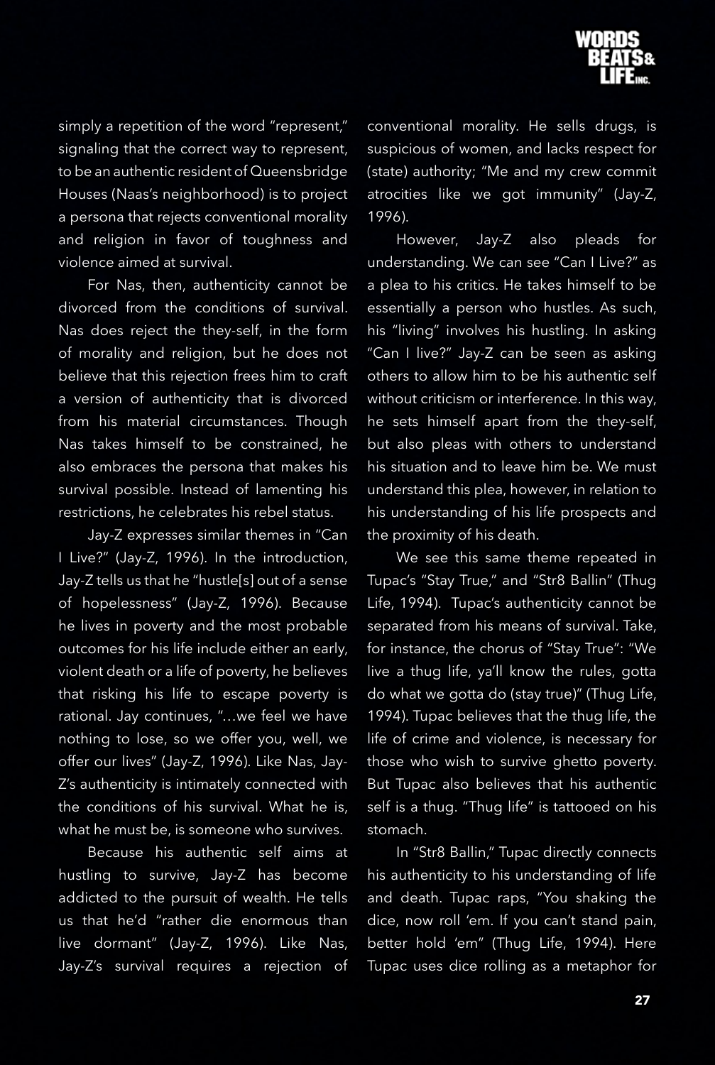simply a repetition of the word "represent," signaling that the correct way to represent, to be an authentic resident of Queensbridge Houses (Naas's neighborhood) is to project a persona that rejects conventional morality and religion in favor of toughness and violence aimed at survival.

For Nas, then, authenticity cannot be divorced from the conditions of survival. Nas does reject the they-self, in the form of morality and religion, but he does not believe that this rejection frees him to craft a version of authenticity that is divorced from his material circumstances. Though Nas takes himself to be constrained, he also embraces the persona that makes his survival possible. Instead of lamenting his restrictions, he celebrates his rebel status.

Jay-Z expresses similar themes in "Can I Live?" (Jay-Z, 1996). In the introduction, Jay-Z tells us that he "hustle[s] out of a sense of hopelessness" (Jay-Z, 1996). Because he lives in poverty and the most probable outcomes for his life include either an early, violent death or a life of poverty, he believes that risking his life to escape poverty is rational. Jay continues, "…we feel we have nothing to lose, so we offer you, well, we offer our lives" (Jay-Z, 1996). Like Nas, Jay-Z's authenticity is intimately connected with the conditions of his survival. What he is, what he must be, is someone who survives.

Because his authentic self aims at hustling to survive, Jay-Z has become addicted to the pursuit of wealth. He tells us that he'd "rather die enormous than live dormant" (Jay-Z, 1996). Like Nas, Jay-Z's survival requires a rejection of conventional morality. He sells drugs, is suspicious of women, and lacks respect for (state) authority; "Me and my crew commit atrocities like we got immunity" (Jay-Z, 1996).

However, Jay-Z also pleads for understanding. We can see "Can I Live?" as a plea to his critics. He takes himself to be essentially a person who hustles. As such, his "living" involves his hustling. In asking "Can I live?" Jay-Z can be seen as asking others to allow him to be his authentic self without criticism or interference. In this way, he sets himself apart from the they-self, but also pleas with others to understand his situation and to leave him be. We must understand this plea, however, in relation to his understanding of his life prospects and the proximity of his death.

We see this same theme repeated in Tupac's "Stay True," and "Str8 Ballin" (Thug Life, 1994). Tupac's authenticity cannot be separated from his means of survival. Take, for instance, the chorus of "Stay True": "We live a thug life, ya'll know the rules, gotta do what we gotta do (stay true)" (Thug Life, 1994). Tupac believes that the thug life, the life of crime and violence, is necessary for those who wish to survive ghetto poverty. But Tupac also believes that his authentic self is a thug. "Thug life" is tattooed on his stomach.

In "Str8 Ballin," Tupac directly connects his authenticity to his understanding of life and death. Tupac raps, "You shaking the dice, now roll 'em. If you can't stand pain, better hold 'em" (Thug Life, 1994). Here Tupac uses dice rolling as a metaphor for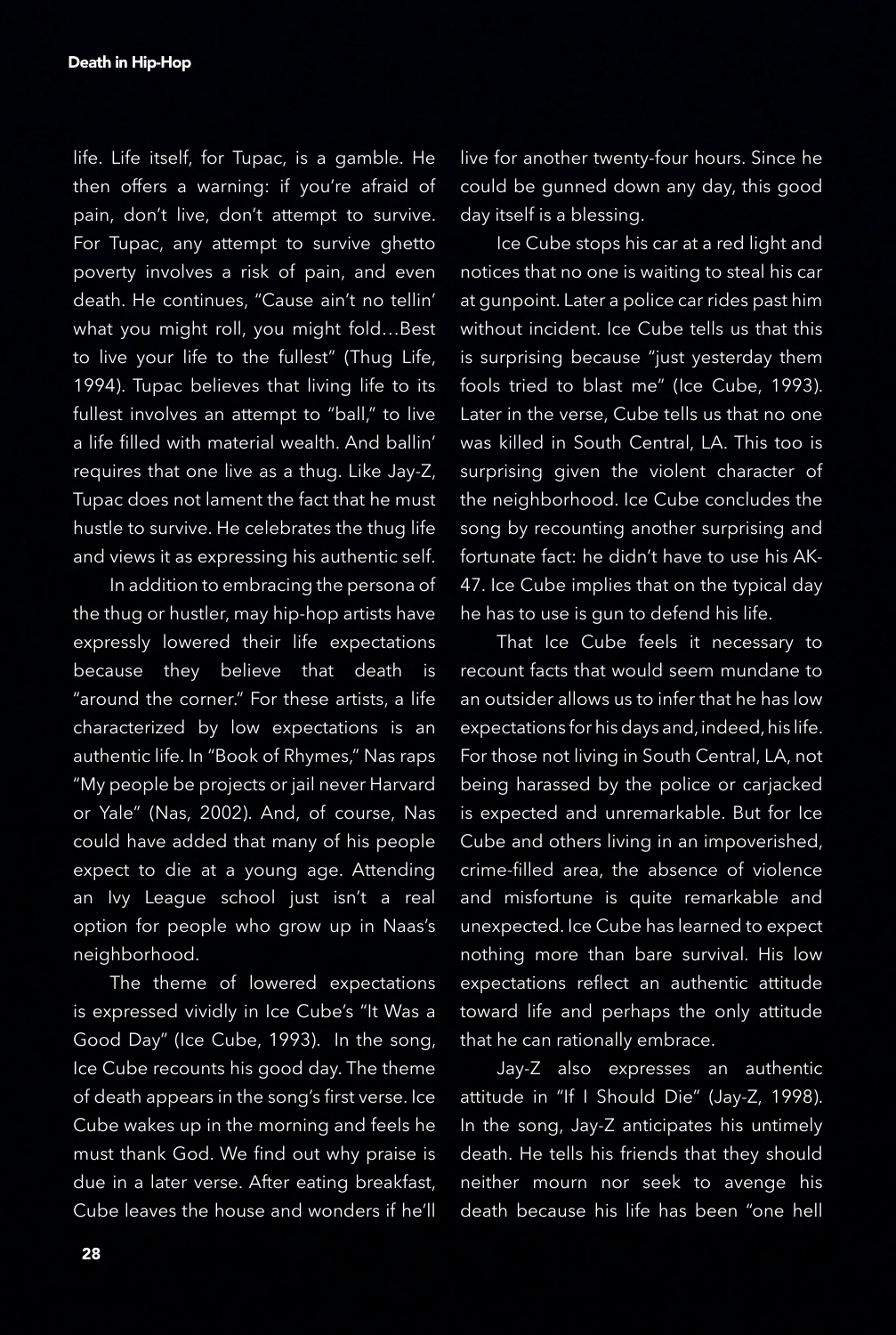life. Life itself, for Tupac, is a gamble. He then offers a warning: if you're afraid of pain, don't live, don't attempt to survive. For Tupac, any attempt to survive ghetto poverty involves a risk of pain, and even death. He continues, "Cause ain't no tellin' what you might roll, you might fold…Best to live your life to the fullest" (Thug Life, 1994). Tupac believes that living life to its fullest involves an attempt to "ball," to live a life filled with material wealth. And ballin' requires that one live as a thug. Like Jay-Z, Tupac does not lament the fact that he must hustle to survive. He celebrates the thug life and views it as expressing his authentic self.

In addition to embracing the persona of the thug or hustler, may hip-hop artists have expressly lowered their life expectations because they believe that death is "around the corner." For these artists, a life characterized by low expectations is an authentic life. In "Book of Rhymes," Nas raps "My people be projects or jail never Harvard or Yale" (Nas, 2002). And, of course, Nas could have added that many of his people expect to die at a young age. Attending an Ivy League school just isn't a real option for people who grow up in Naas's neighborhood.

The theme of lowered expectations is expressed vividly in Ice Cube's "It Was a Good Day" (Ice Cube, 1993). In the song, Ice Cube recounts his good day. The theme of death appears in the song's first verse. Ice Cube wakes up in the morning and feels he must thank God. We find out why praise is due in a later verse. After eating breakfast, Cube leaves the house and wonders if he'll live for another twenty-four hours. Since he could be gunned down any day, this good day itself is a blessing.

Ice Cube stops his car at a red light and notices that no one is waiting to steal his car at gunpoint. Later a police car rides past him without incident. Ice Cube tells us that this is surprising because "just yesterday them fools tried to blast me" (Ice Cube, 1993). Later in the verse, Cube tells us that no one was killed in South Central, LA. This too is surprising given the violent character of the neighborhood. Ice Cube concludes the song by recounting another surprising and fortunate fact: he didn't have to use his AK-47. Ice Cube implies that on the typical day he has to use is gun to defend his life.

That Ice Cube feels it necessary to recount facts that would seem mundane to an outsider allows us to infer that he has low expectations for his days and, indeed, his life. For those not living in South Central, LA, not being harassed by the police or carjacked is expected and unremarkable. But for Ice Cube and others living in an impoverished, crime-filled area, the absence of violence and misfortune is quite remarkable and unexpected. Ice Cube has learned to expect nothing more than bare survival. His low expectations reflect an authentic attitude toward life and perhaps the only attitude that he can rationally embrace.

Jay-Z also expresses an authentic attitude in "If I Should Die" (Jay-Z, 1998). In the song, Jay-Z anticipates his untimely death. He tells his friends that they should neither mourn nor seek to avenge his death because his life has been "one hell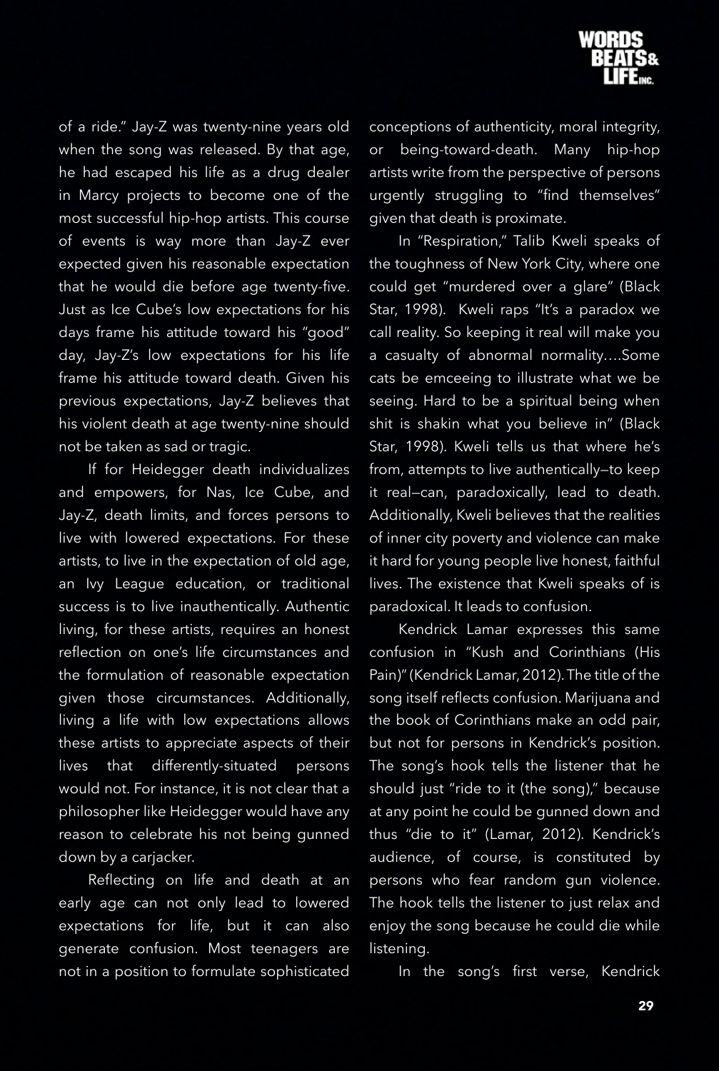of a ride." Jay-Z was twenty-nine years old when the song was released. By that age, he had escaped his life as a drug dealer in Marcy projects to become one of the most successful hip-hop artists. This course of events is way more than Jay-Z ever expected given his reasonable expectation that he would die before age twenty-five. Just as Ice Cube's low expectations for his days frame his attitude toward his "good" day, Jay-Z's low expectations for his life frame his attitude toward death. Given his previous expectations, Jay-Z believes that his violent death at age twenty-nine should not be taken as sad or tragic.

If for Heidegger death individualizes and empowers, for Nas, Ice Cube, and Jay-Z, death limits, and forces persons to live with lowered expectations. For these artists, to live in the expectation of old age, an Ivy League education, or traditional success is to live inauthentically. Authentic living, for these artists, requires an honest reflection on one's life circumstances and the formulation of reasonable expectation given those circumstances. Additionally, living a life with low expectations allows these artists to appreciate aspects of their lives that differently-situated persons would not. For instance, it is not clear that a philosopher like Heidegger would have any reason to celebrate his not being gunned down by a carjacker.

Reflecting on life and death at an early age can not only lead to lowered expectations for life, but it can also generate confusion. Most teenagers are not in a position to formulate sophisticated conceptions of authenticity, moral integrity, or being-toward-death. Many hip-hop artists write from the perspective of persons urgently struggling to "find themselves" given that death is proximate.

In "Respiration," Talib Kweli speaks of the toughness of New York City, where one could get "murdered over a glare" (Black Star, 1998). Kweli raps "It's a paradox we call reality. So keeping it real will make you a casualty of abnormal normality….Some cats be emceeing to illustrate what we be seeing. Hard to be a spiritual being when shit is shakin what you believe in" (Black Star, 1998). Kweli tells us that where he's from, attempts to live authentically—to keep it real—can, paradoxically, lead to death. Additionally, Kweli believes that the realities of inner city poverty and violence can make it hard for young people live honest, faithful lives. The existence that Kweli speaks of is paradoxical. It leads to confusion.

Kendrick Lamar expresses this same confusion in "Kush and Corinthians (His Pain)" (Kendrick Lamar, 2012). The title of the song itself reflects confusion. Marijuana and the book of Corinthians make an odd pair, but not for persons in Kendrick's position. The song's hook tells the listener that he should just "ride to it (the song)," because at any point he could be gunned down and thus "die to it" (Lamar, 2012). Kendrick's audience, of course, is constituted by persons who fear random gun violence. The hook tells the listener to just relax and enjoy the song because he could die while listening.

In the song's first verse, Kendrick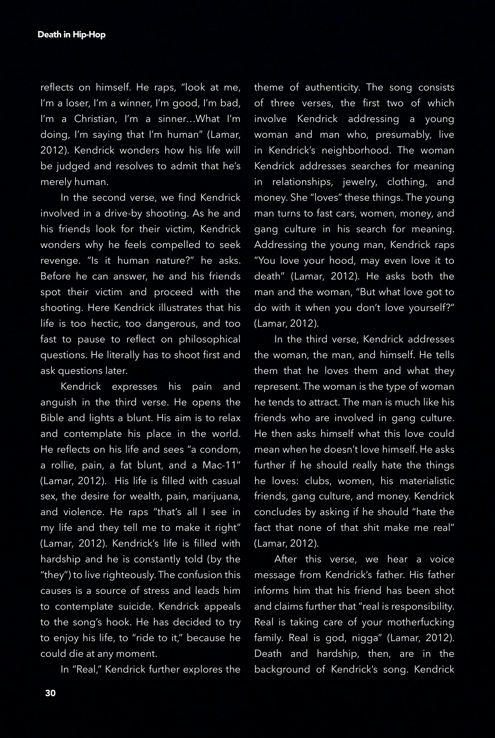reflects on himself. He raps, "look at me, I'm a loser, I'm a winner, I'm good, I'm bad, I'm a Christian, I'm a sinner…What I'm doing, I'm saying that I'm human" (Lamar, 2012). Kendrick wonders how his life will be judged and resolves to admit that he's merely human.

In the second verse, we find Kendrick involved in a drive-by shooting. As he and his friends look for their victim, Kendrick wonders why he feels compelled to seek revenge. "Is it human nature?" he asks. Before he can answer, he and his friends spot their victim and proceed with the shooting. Here Kendrick illustrates that his life is too hectic, too dangerous, and too fast to pause to reflect on philosophical questions. He literally has to shoot first and ask questions later.

Kendrick expresses his pain and anguish in the third verse. He opens the Bible and lights a blunt. His aim is to relax and contemplate his place in the world. He reflects on his life and sees "a condom, a rollie, pain, a fat blunt, and a Mac-11" (Lamar, 2012). His life is filled with casual sex, the desire for wealth, pain, marijuana, and violence. He raps "that's all I see in my life and they tell me to make it right" (Lamar, 2012). Kendrick's life is filled with hardship and he is constantly told (by the "they") to live righteously. The confusion this causes is a source of stress and leads him to contemplate suicide. Kendrick appeals to the song's hook. He has decided to try to enjoy his life, to "ride to it," because he could die at any moment.

In "Real," Kendrick further explores the theme of authenticity. The song consists of three verses, the first two of which involve Kendrick addressing a young woman and man who, presumably, live in Kendrick's neighborhood. The woman Kendrick addresses searches for meaning in relationships, jewelry, clothing, and money. She "loves" these things. The young man turns to fast cars, women, money, and gang culture in his search for meaning. Addressing the young man, Kendrick raps "You love your hood, may even love it to death" (Lamar, 2012). He asks both the man and the woman, "But what love got to do with it when you don't love yourself?" (Lamar, 2012).

In the third verse, Kendrick addresses the woman, the man, and himself. He tells them that he loves them and what they represent. The woman is the type of woman he tends to attract. The man is much like his friends who are involved in gang culture. He then asks himself what this love could mean when he doesn't love himself. He asks further if he should really hate the things he loves: clubs, women, his materialistic friends, gang culture, and money. Kendrick concludes by asking if he should "hate the fact that none of that shit make me real" (Lamar, 2012).

After this verse, we hear a voice message from Kendrick's father. His father informs him that his friend has been shot and claims further that "real is responsibility. Real is taking care of your motherfucking family. Real is god, nigga" (Lamar, 2012). Death and hardship, then, are in the background of Kendrick's song. Kendrick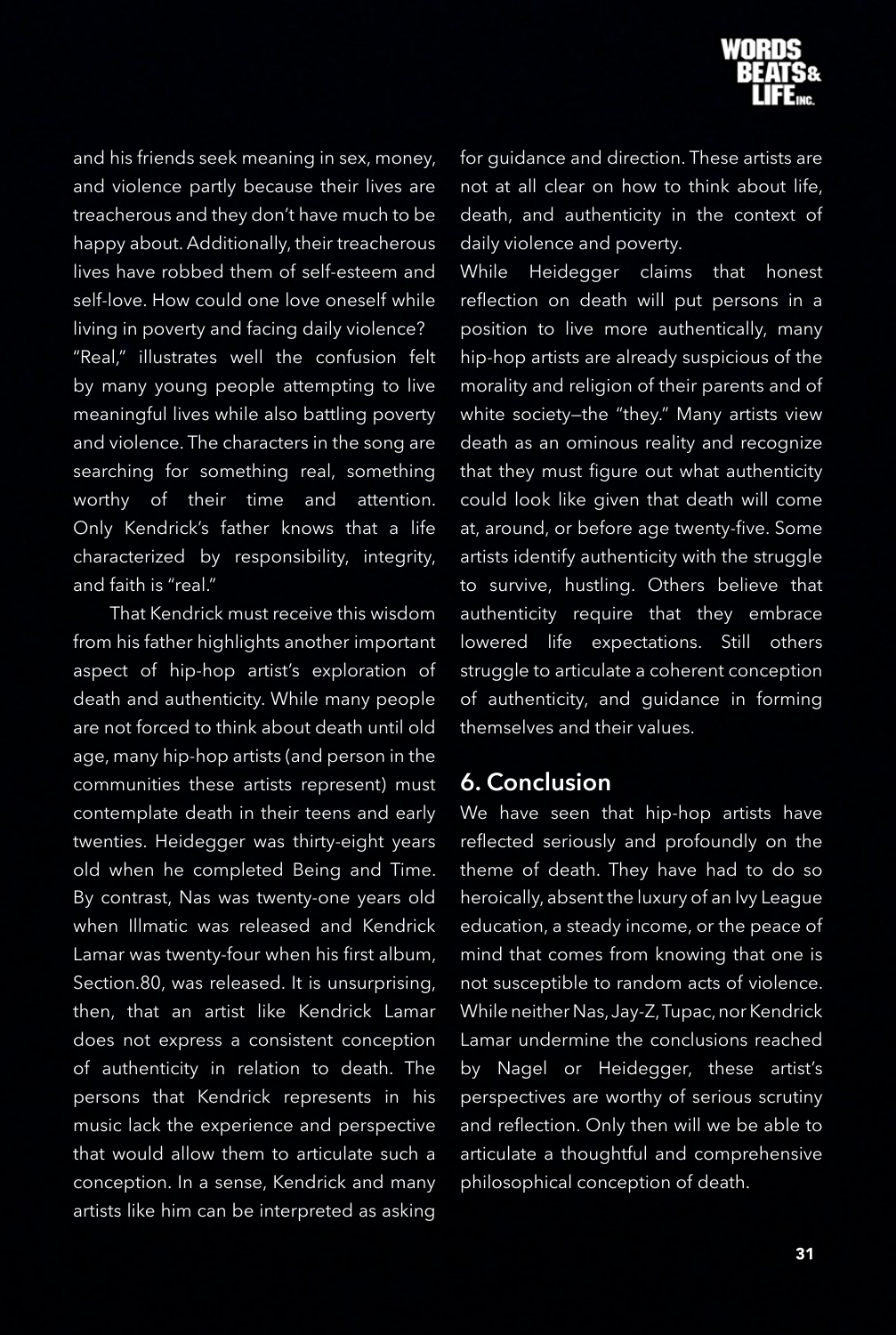and his friends seek meaning in sex, money, and violence partly because their lives are treacherous and they don't have much to be happy about. Additionally, their treacherous lives have robbed them of self-esteem and self-love. How could one love oneself while living in poverty and facing daily violence? "Real," illustrates well the confusion felt by many young people attempting to live meaningful lives while also battling poverty and violence. The characters in the song are searching for something real, something worthy of their time and attention. Only Kendrick's father knows that a life characterized by responsibility, integrity, and faith is "real."

That Kendrick must receive this wisdom from his father highlights another important aspect of hip-hop artist's exploration of death and authenticity. While many people are not forced to think about death until old age, many hip-hop artists (and person in the communities these artists represent) must contemplate death in their teens and early twenties. Heidegger was thirty-eight years old when he completed Being and Time. By contrast, Nas was twenty-one years old when Illmatic was released and Kendrick Lamar was twenty-four when his first album, Section.80, was released. It is unsurprising, then, that an artist like Kendrick Lamar does not express a consistent conception of authenticity in relation to death. The persons that Kendrick represents in his music lack the experience and perspective that would allow them to articulate such a conception. In a sense, Kendrick and many artists like him can be interpreted as asking for guidance and direction. These artists are not at all clear on how to think about life, death, and authenticity in the context of daily violence and poverty.

While Heidegger claims that honest reflection on death will put persons in a position to live more authentically, many hip-hop artists are already suspicious of the morality and religion of their parents and of white society—the "they." Many artists view death as an ominous reality and recognize that they must figure out what authenticity could look like given that death will come at, around, or before age twenty-five. Some artists identify authenticity with the struggle to survive, hustling. Others believe that authenticity require that they embrace lowered life expectations. Still others struggle to articulate a coherent conception of authenticity, and guidance in forming themselves and their values.

## 6. Conclusion

We have seen that hip-hop artists have reflected seriously and profoundly on the theme of death. They have had to do so heroically, absent the luxury of an Ivy League education, a steady income, or the peace of mind that comes from knowing that one is not susceptible to random acts of violence. While neither Nas, Jay-Z, Tupac, nor Kendrick Lamar undermine the conclusions reached by Nagel or Heidegger, these artist's perspectives are worthy of serious scrutiny and reflection. Only then will we be able to articulate a thoughtful and comprehensive philosophical conception of death.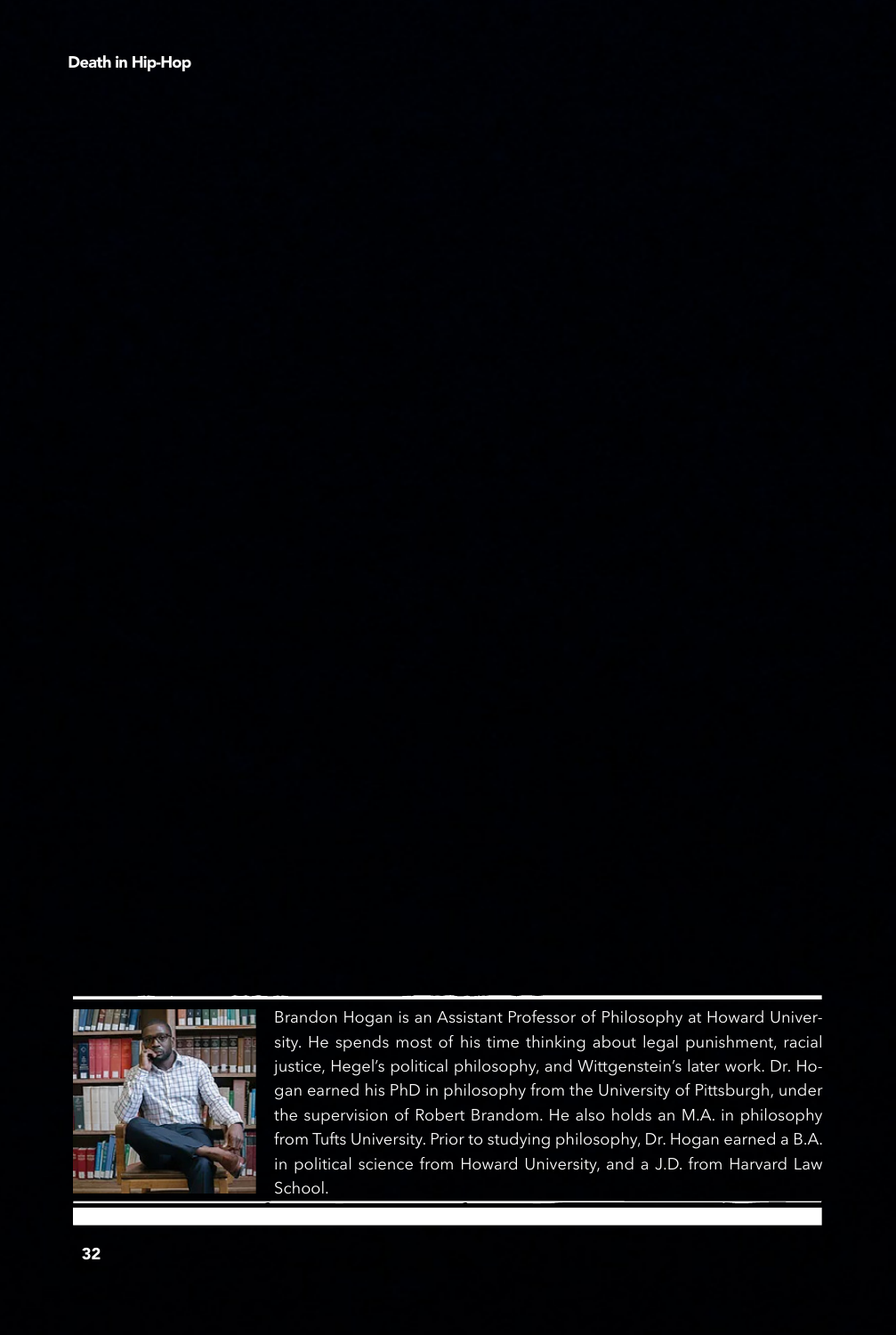Brandon Hogan is an Assistant Professor of Philosophy at Howard University. He spends most of his time thinking about legal punishment, racial justice, Hegel's political philosophy, and Wittgenstein's later work. Dr. Hogan earned his PhD in philosophy from the University of Pittsburgh, under the supervision of Robert Brandom. He also holds an M.A. in philosophy from Tufts University. Prior to studying philosophy, Dr. Hogan earned a B.A. in political science from Howard University, and a J.D. from Harvard Law School.